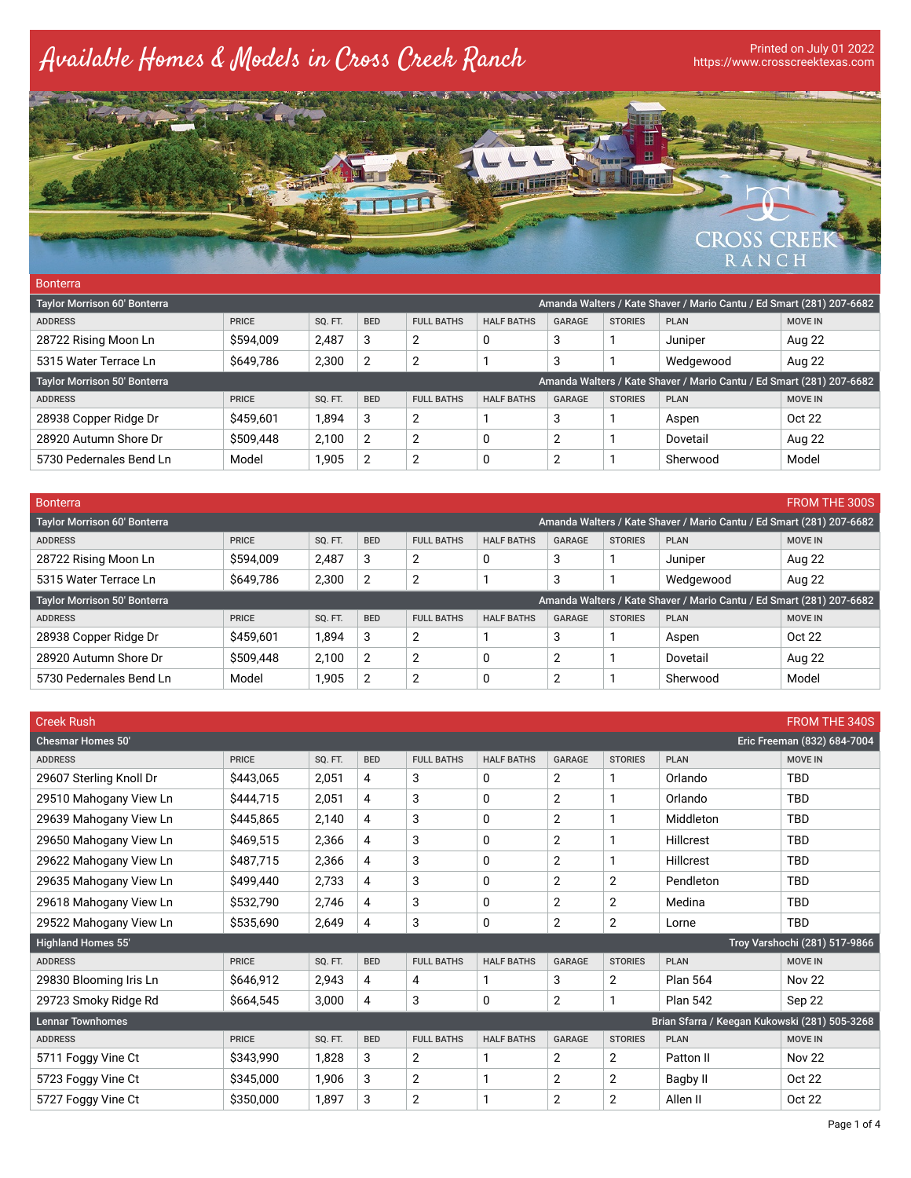# Available Homes & Models in Cross Creek Ranch

Printed on July 01 2022
https://www.crosscreektexas.com

## Bonterra

**Taylor Morrison 60' Bonterra** — Amanda Walters / Kate Shaver / Mario Cantu / Ed Smart (281) 207-6682

| ADDRESS | PRICE | SQ. FT. | BED | FULL BATHS | HALF BATHS | GARAGE | STORIES | PLAN | MOVE IN |
|---|---|---|---|---|---|---|---|---|---|
| 28722 Rising Moon Ln | $594,009 | 2,487 | 3 | 2 | 0 | 3 | 1 | Juniper | Aug 22 |
| 5315 Water Terrace Ln | $649,786 | 2,300 | 2 | 2 | 1 | 3 | 1 | Wedgewood | Aug 22 |

**Taylor Morrison 50' Bonterra** — Amanda Walters / Kate Shaver / Mario Cantu / Ed Smart (281) 207-6682

| ADDRESS | PRICE | SQ. FT. | BED | FULL BATHS | HALF BATHS | GARAGE | STORIES | PLAN | MOVE IN |
|---|---|---|---|---|---|---|---|---|---|
| 28938 Copper Ridge Dr | $459,601 | 1,894 | 3 | 2 | 1 | 3 | 1 | Aspen | Oct 22 |
| 28920 Autumn Shore Dr | $509,448 | 2,100 | 2 | 2 | 0 | 2 | 1 | Dovetail | Aug 22 |
| 5730 Pedernales Bend Ln | Model | 1,905 | 2 | 2 | 0 | 2 | 1 | Sherwood | Model |

## Bonterra — FROM THE 300S

**Taylor Morrison 60' Bonterra** — Amanda Walters / Kate Shaver / Mario Cantu / Ed Smart (281) 207-6682

| ADDRESS | PRICE | SQ. FT. | BED | FULL BATHS | HALF BATHS | GARAGE | STORIES | PLAN | MOVE IN |
|---|---|---|---|---|---|---|---|---|---|
| 28722 Rising Moon Ln | $594,009 | 2,487 | 3 | 2 | 0 | 3 | 1 | Juniper | Aug 22 |
| 5315 Water Terrace Ln | $649,786 | 2,300 | 2 | 2 | 1 | 3 | 1 | Wedgewood | Aug 22 |

**Taylor Morrison 50' Bonterra** — Amanda Walters / Kate Shaver / Mario Cantu / Ed Smart (281) 207-6682

| ADDRESS | PRICE | SQ. FT. | BED | FULL BATHS | HALF BATHS | GARAGE | STORIES | PLAN | MOVE IN |
|---|---|---|---|---|---|---|---|---|---|
| 28938 Copper Ridge Dr | $459,601 | 1,894 | 3 | 2 | 1 | 3 | 1 | Aspen | Oct 22 |
| 28920 Autumn Shore Dr | $509,448 | 2,100 | 2 | 2 | 0 | 2 | 1 | Dovetail | Aug 22 |
| 5730 Pedernales Bend Ln | Model | 1,905 | 2 | 2 | 0 | 2 | 1 | Sherwood | Model |

## Creek Rush — FROM THE 340S

**Chesmar Homes 50'** — Eric Freeman (832) 684-7004

| ADDRESS | PRICE | SQ. FT. | BED | FULL BATHS | HALF BATHS | GARAGE | STORIES | PLAN | MOVE IN |
|---|---|---|---|---|---|---|---|---|---|
| 29607 Sterling Knoll Dr | $443,065 | 2,051 | 4 | 3 | 0 | 2 | 1 | Orlando | TBD |
| 29510 Mahogany View Ln | $444,715 | 2,051 | 4 | 3 | 0 | 2 | 1 | Orlando | TBD |
| 29639 Mahogany View Ln | $445,865 | 2,140 | 4 | 3 | 0 | 2 | 1 | Middleton | TBD |
| 29650 Mahogany View Ln | $469,515 | 2,366 | 4 | 3 | 0 | 2 | 1 | Hillcrest | TBD |
| 29622 Mahogany View Ln | $487,715 | 2,366 | 4 | 3 | 0 | 2 | 1 | Hillcrest | TBD |
| 29635 Mahogany View Ln | $499,440 | 2,733 | 4 | 3 | 0 | 2 | 2 | Pendleton | TBD |
| 29618 Mahogany View Ln | $532,790 | 2,746 | 4 | 3 | 0 | 2 | 2 | Medina | TBD |
| 29522 Mahogany View Ln | $535,690 | 2,649 | 4 | 3 | 0 | 2 | 2 | Lorne | TBD |

**Highland Homes 55'** — Troy Varshochi (281) 517-9866

| ADDRESS | PRICE | SQ. FT. | BED | FULL BATHS | HALF BATHS | GARAGE | STORIES | PLAN | MOVE IN |
|---|---|---|---|---|---|---|---|---|---|
| 29830 Blooming Iris Ln | $646,912 | 2,943 | 4 | 4 | 1 | 3 | 2 | Plan 564 | Nov 22 |
| 29723 Smoky Ridge Rd | $664,545 | 3,000 | 4 | 3 | 0 | 2 | 1 | Plan 542 | Sep 22 |

**Lennar Townhomes** — Brian Sfarra / Keegan Kukowski (281) 505-3268

| ADDRESS | PRICE | SQ. FT. | BED | FULL BATHS | HALF BATHS | GARAGE | STORIES | PLAN | MOVE IN |
|---|---|---|---|---|---|---|---|---|---|
| 5711 Foggy Vine Ct | $343,990 | 1,828 | 3 | 2 | 1 | 2 | 2 | Patton II | Nov 22 |
| 5723 Foggy Vine Ct | $345,000 | 1,906 | 3 | 2 | 1 | 2 | 2 | Bagby II | Oct 22 |
| 5727 Foggy Vine Ct | $350,000 | 1,897 | 3 | 2 | 1 | 2 | 2 | Allen II | Oct 22 |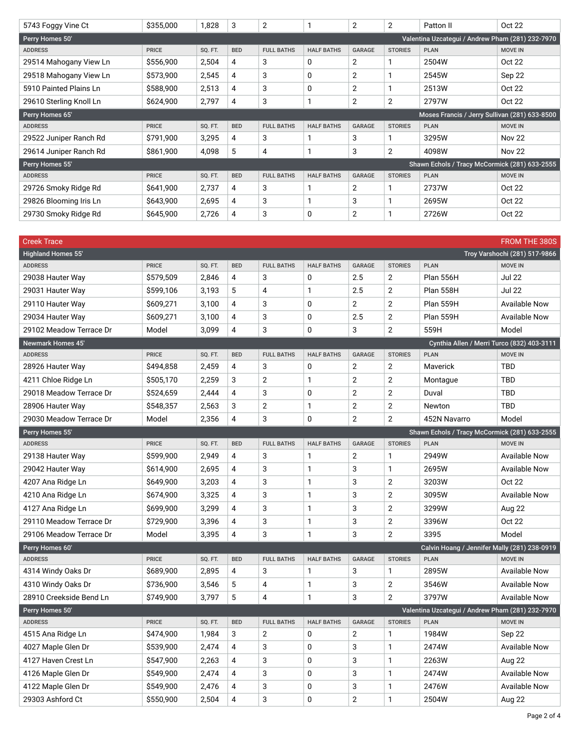| ADDRESS | PRICE | SQ. FT. | BED | FULL BATHS | HALF BATHS | GARAGE | STORIES | PLAN | MOVE IN |
|---|---|---|---|---|---|---|---|---|---|
| 5743 Foggy Vine Ct | $355,000 | 1,828 | 3 | 2 | 1 | 2 | 2 | Patton II | Oct 22 |

**Perry Homes 50'** — Valentina Uzcategui / Andrew Pham (281) 232-7970

| ADDRESS | PRICE | SQ. FT. | BED | FULL BATHS | HALF BATHS | GARAGE | STORIES | PLAN | MOVE IN |
|---|---|---|---|---|---|---|---|---|---|
| 29514 Mahogany View Ln | $556,900 | 2,504 | 4 | 3 | 0 | 2 | 1 | 2504W | Oct 22 |
| 29518 Mahogany View Ln | $573,900 | 2,545 | 4 | 3 | 0 | 2 | 1 | 2545W | Sep 22 |
| 5910 Painted Plains Ln | $588,900 | 2,513 | 4 | 3 | 0 | 2 | 1 | 2513W | Oct 22 |
| 29610 Sterling Knoll Ln | $624,900 | 2,797 | 4 | 3 | 1 | 2 | 2 | 2797W | Oct 22 |

**Perry Homes 65'** — Moses Francis / Jerry Sullivan (281) 633-8500

| ADDRESS | PRICE | SQ. FT. | BED | FULL BATHS | HALF BATHS | GARAGE | STORIES | PLAN | MOVE IN |
|---|---|---|---|---|---|---|---|---|---|
| 29522 Juniper Ranch Rd | $791,900 | 3,295 | 4 | 3 | 1 | 3 | 1 | 3295W | Nov 22 |
| 29614 Juniper Ranch Rd | $861,900 | 4,098 | 5 | 4 | 1 | 3 | 2 | 4098W | Nov 22 |

**Perry Homes 55'** — Shawn Echols / Tracy McCormick (281) 633-2555

| ADDRESS | PRICE | SQ. FT. | BED | FULL BATHS | HALF BATHS | GARAGE | STORIES | PLAN | MOVE IN |
|---|---|---|---|---|---|---|---|---|---|
| 29726 Smoky Ridge Rd | $641,900 | 2,737 | 4 | 3 | 1 | 2 | 1 | 2737W | Oct 22 |
| 29826 Blooming Iris Ln | $643,900 | 2,695 | 4 | 3 | 1 | 3 | 1 | 2695W | Oct 22 |
| 29730 Smoky Ridge Rd | $645,900 | 2,726 | 4 | 3 | 0 | 2 | 1 | 2726W | Oct 22 |

## Creek Trace — FROM THE 380S

**Highland Homes 55'** — Troy Varshochi (281) 517-9866

| ADDRESS | PRICE | SQ. FT. | BED | FULL BATHS | HALF BATHS | GARAGE | STORIES | PLAN | MOVE IN |
|---|---|---|---|---|---|---|---|---|---|
| 29038 Hauter Way | $579,509 | 2,846 | 4 | 3 | 0 | 2.5 | 2 | Plan 556H | Jul 22 |
| 29031 Hauter Way | $599,106 | 3,193 | 5 | 4 | 1 | 2.5 | 2 | Plan 558H | Jul 22 |
| 29110 Hauter Way | $609,271 | 3,100 | 4 | 3 | 0 | 2 | 2 | Plan 559H | Available Now |
| 29034 Hauter Way | $609,271 | 3,100 | 4 | 3 | 0 | 2.5 | 2 | Plan 559H | Available Now |
| 29102 Meadow Terrace Dr | Model | 3,099 | 4 | 3 | 0 | 3 | 2 | 559H | Model |

**Newmark Homes 45'** — Cynthia Allen / Merri Turco (832) 403-3111

| ADDRESS | PRICE | SQ. FT. | BED | FULL BATHS | HALF BATHS | GARAGE | STORIES | PLAN | MOVE IN |
|---|---|---|---|---|---|---|---|---|---|
| 28926 Hauter Way | $494,858 | 2,459 | 4 | 3 | 0 | 2 | 2 | Maverick | TBD |
| 4211 Chloe Ridge Ln | $505,170 | 2,259 | 3 | 2 | 1 | 2 | 2 | Montague | TBD |
| 29018 Meadow Terrace Dr | $524,659 | 2,444 | 4 | 3 | 0 | 2 | 2 | Duval | TBD |
| 28906 Hauter Way | $548,357 | 2,563 | 3 | 2 | 1 | 2 | 2 | Newton | TBD |
| 29030 Meadow Terrace Dr | Model | 2,356 | 4 | 3 | 0 | 2 | 2 | 452N Navarro | Model |

**Perry Homes 55'** — Shawn Echols / Tracy McCormick (281) 633-2555

| ADDRESS | PRICE | SQ. FT. | BED | FULL BATHS | HALF BATHS | GARAGE | STORIES | PLAN | MOVE IN |
|---|---|---|---|---|---|---|---|---|---|
| 29138 Hauter Way | $599,900 | 2,949 | 4 | 3 | 1 | 2 | 1 | 2949W | Available Now |
| 29042 Hauter Way | $614,900 | 2,695 | 4 | 3 | 1 | 3 | 1 | 2695W | Available Now |
| 4207 Ana Ridge Ln | $649,900 | 3,203 | 4 | 3 | 1 | 3 | 2 | 3203W | Oct 22 |
| 4210 Ana Ridge Ln | $674,900 | 3,325 | 4 | 3 | 1 | 3 | 2 | 3095W | Available Now |
| 4127 Ana Ridge Ln | $699,900 | 3,299 | 4 | 3 | 1 | 3 | 2 | 3299W | Aug 22 |
| 29110 Meadow Terrace Dr | $729,900 | 3,396 | 4 | 3 | 1 | 3 | 2 | 3396W | Oct 22 |
| 29106 Meadow Terrace Dr | Model | 3,395 | 4 | 3 | 1 | 3 | 2 | 3395 | Model |

**Perry Homes 60'** — Calvin Hoang / Jennifer Mally (281) 238-0919

| ADDRESS | PRICE | SQ. FT. | BED | FULL BATHS | HALF BATHS | GARAGE | STORIES | PLAN | MOVE IN |
|---|---|---|---|---|---|---|---|---|---|
| 4314 Windy Oaks Dr | $689,900 | 2,895 | 4 | 3 | 1 | 3 | 1 | 2895W | Available Now |
| 4310 Windy Oaks Dr | $736,900 | 3,546 | 5 | 4 | 1 | 3 | 2 | 3546W | Available Now |
| 28910 Creekside Bend Ln | $749,900 | 3,797 | 5 | 4 | 1 | 3 | 2 | 3797W | Available Now |

**Perry Homes 50'** — Valentina Uzcategui / Andrew Pham (281) 232-7970

| ADDRESS | PRICE | SQ. FT. | BED | FULL BATHS | HALF BATHS | GARAGE | STORIES | PLAN | MOVE IN |
|---|---|---|---|---|---|---|---|---|---|
| 4515 Ana Ridge Ln | $474,900 | 1,984 | 3 | 2 | 0 | 2 | 1 | 1984W | Sep 22 |
| 4027 Maple Glen Dr | $539,900 | 2,474 | 4 | 3 | 0 | 3 | 1 | 2474W | Available Now |
| 4127 Haven Crest Ln | $547,900 | 2,263 | 4 | 3 | 0 | 3 | 1 | 2263W | Aug 22 |
| 4126 Maple Glen Dr | $549,900 | 2,474 | 4 | 3 | 0 | 3 | 1 | 2474W | Available Now |
| 4122 Maple Glen Dr | $549,900 | 2,476 | 4 | 3 | 0 | 3 | 1 | 2476W | Available Now |
| 29303 Ashford Ct | $550,900 | 2,504 | 4 | 3 | 0 | 2 | 1 | 2504W | Aug 22 |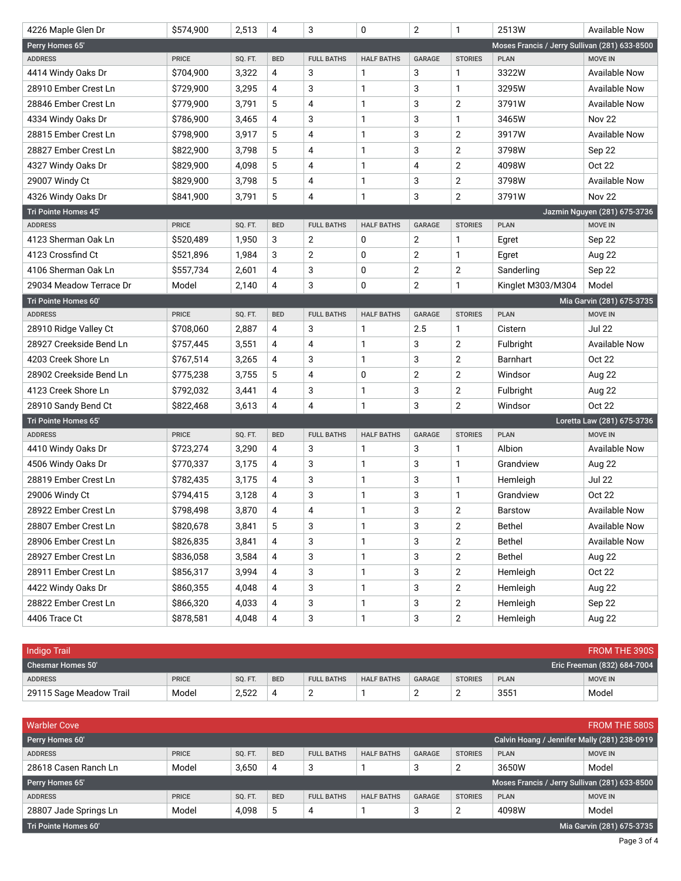| ADDRESS | PRICE | SQ. FT. | BED | FULL BATHS | HALF BATHS | GARAGE | STORIES | PLAN | MOVE IN |
|---|---|---|---|---|---|---|---|---|---|
| 4226 Maple Glen Dr | $574,900 | 2,513 | 4 | 3 | 0 | 2 | 1 | 2513W | Available Now |

**Perry Homes 65'** — Moses Francis / Jerry Sullivan (281) 633-8500

| ADDRESS | PRICE | SQ. FT. | BED | FULL BATHS | HALF BATHS | GARAGE | STORIES | PLAN | MOVE IN |
|---|---|---|---|---|---|---|---|---|---|
| 4414 Windy Oaks Dr | $704,900 | 3,322 | 4 | 3 | 1 | 3 | 1 | 3322W | Available Now |
| 28910 Ember Crest Ln | $729,900 | 3,295 | 4 | 3 | 1 | 3 | 1 | 3295W | Available Now |
| 28846 Ember Crest Ln | $779,900 | 3,791 | 5 | 4 | 1 | 3 | 2 | 3791W | Available Now |
| 4334 Windy Oaks Dr | $786,900 | 3,465 | 4 | 3 | 1 | 3 | 1 | 3465W | Nov 22 |
| 28815 Ember Crest Ln | $798,900 | 3,917 | 5 | 4 | 1 | 3 | 2 | 3917W | Available Now |
| 28827 Ember Crest Ln | $822,900 | 3,798 | 5 | 4 | 1 | 3 | 2 | 3798W | Sep 22 |
| 4327 Windy Oaks Dr | $829,900 | 4,098 | 5 | 4 | 1 | 4 | 2 | 4098W | Oct 22 |
| 29007 Windy Ct | $829,900 | 3,798 | 5 | 4 | 1 | 3 | 2 | 3798W | Available Now |
| 4326 Windy Oaks Dr | $841,900 | 3,791 | 5 | 4 | 1 | 3 | 2 | 3791W | Nov 22 |

**Tri Pointe Homes 45'** — Jazmin Nguyen (281) 675-3736

| ADDRESS | PRICE | SQ. FT. | BED | FULL BATHS | HALF BATHS | GARAGE | STORIES | PLAN | MOVE IN |
|---|---|---|---|---|---|---|---|---|---|
| 4123 Sherman Oak Ln | $520,489 | 1,950 | 3 | 2 | 0 | 2 | 1 | Egret | Sep 22 |
| 4123 Crossfind Ct | $521,896 | 1,984 | 3 | 2 | 0 | 2 | 1 | Egret | Aug 22 |
| 4106 Sherman Oak Ln | $557,734 | 2,601 | 4 | 3 | 0 | 2 | 2 | Sanderling | Sep 22 |
| 29034 Meadow Terrace Dr | Model | 2,140 | 4 | 3 | 0 | 2 | 1 | Kinglet M303/M304 | Model |

**Tri Pointe Homes 60'** — Mia Garvin (281) 675-3735

| ADDRESS | PRICE | SQ. FT. | BED | FULL BATHS | HALF BATHS | GARAGE | STORIES | PLAN | MOVE IN |
|---|---|---|---|---|---|---|---|---|---|
| 28910 Ridge Valley Ct | $708,060 | 2,887 | 4 | 3 | 1 | 2.5 | 1 | Cistern | Jul 22 |
| 28927 Creekside Bend Ln | $757,445 | 3,551 | 4 | 4 | 1 | 3 | 2 | Fulbright | Available Now |
| 4203 Creek Shore Ln | $767,514 | 3,265 | 4 | 3 | 1 | 3 | 2 | Barnhart | Oct 22 |
| 28902 Creekside Bend Ln | $775,238 | 3,755 | 5 | 4 | 0 | 2 | 2 | Windsor | Aug 22 |
| 4123 Creek Shore Ln | $792,032 | 3,441 | 4 | 3 | 1 | 3 | 2 | Fulbright | Aug 22 |
| 28910 Sandy Bend Ct | $822,468 | 3,613 | 4 | 4 | 1 | 3 | 2 | Windsor | Oct 22 |

**Tri Pointe Homes 65'** — Loretta Law (281) 675-3736

| ADDRESS | PRICE | SQ. FT. | BED | FULL BATHS | HALF BATHS | GARAGE | STORIES | PLAN | MOVE IN |
|---|---|---|---|---|---|---|---|---|---|
| 4410 Windy Oaks Dr | $723,274 | 3,290 | 4 | 3 | 1 | 3 | 1 | Albion | Available Now |
| 4506 Windy Oaks Dr | $770,337 | 3,175 | 4 | 3 | 1 | 3 | 1 | Grandview | Aug 22 |
| 28819 Ember Crest Ln | $782,435 | 3,175 | 4 | 3 | 1 | 3 | 1 | Hemleigh | Jul 22 |
| 29006 Windy Ct | $794,415 | 3,128 | 4 | 3 | 1 | 3 | 1 | Grandview | Oct 22 |
| 28922 Ember Crest Ln | $798,498 | 3,870 | 4 | 4 | 1 | 3 | 2 | Barstow | Available Now |
| 28807 Ember Crest Ln | $820,678 | 3,841 | 5 | 3 | 1 | 3 | 2 | Bethel | Available Now |
| 28906 Ember Crest Ln | $826,835 | 3,841 | 4 | 3 | 1 | 3 | 2 | Bethel | Available Now |
| 28927 Ember Crest Ln | $836,058 | 3,584 | 4 | 3 | 1 | 3 | 2 | Bethel | Aug 22 |
| 28911 Ember Crest Ln | $856,317 | 3,994 | 4 | 3 | 1 | 3 | 2 | Hemleigh | Oct 22 |
| 4422 Windy Oaks Dr | $860,355 | 4,048 | 4 | 3 | 1 | 3 | 2 | Hemleigh | Aug 22 |
| 28822 Ember Crest Ln | $866,320 | 4,033 | 4 | 3 | 1 | 3 | 2 | Hemleigh | Sep 22 |
| 4406 Trace Ct | $878,581 | 4,048 | 4 | 3 | 1 | 3 | 2 | Hemleigh | Aug 22 |

## Indigo Trail — FROM THE 390S

**Chesmar Homes 50'** — Eric Freeman (832) 684-7004

| ADDRESS | PRICE | SQ. FT. | BED | FULL BATHS | HALF BATHS | GARAGE | STORIES | PLAN | MOVE IN |
|---|---|---|---|---|---|---|---|---|---|
| 29115 Sage Meadow Trail | Model | 2,522 | 4 | 2 | 1 | 2 | 2 | 3551 | Model |

## Warbler Cove — FROM THE 580S

**Perry Homes 60'** — Calvin Hoang / Jennifer Mally (281) 238-0919

| ADDRESS | PRICE | SQ. FT. | BED | FULL BATHS | HALF BATHS | GARAGE | STORIES | PLAN | MOVE IN |
|---|---|---|---|---|---|---|---|---|---|
| 28618 Casen Ranch Ln | Model | 3,650 | 4 | 3 | 1 | 3 | 2 | 3650W | Model |

**Perry Homes 65'** — Moses Francis / Jerry Sullivan (281) 633-8500

| ADDRESS | PRICE | SQ. FT. | BED | FULL BATHS | HALF BATHS | GARAGE | STORIES | PLAN | MOVE IN |
|---|---|---|---|---|---|---|---|---|---|
| 28807 Jade Springs Ln | Model | 4,098 | 5 | 4 | 1 | 3 | 2 | 4098W | Model |

**Tri Pointe Homes 60'** — Mia Garvin (281) 675-3735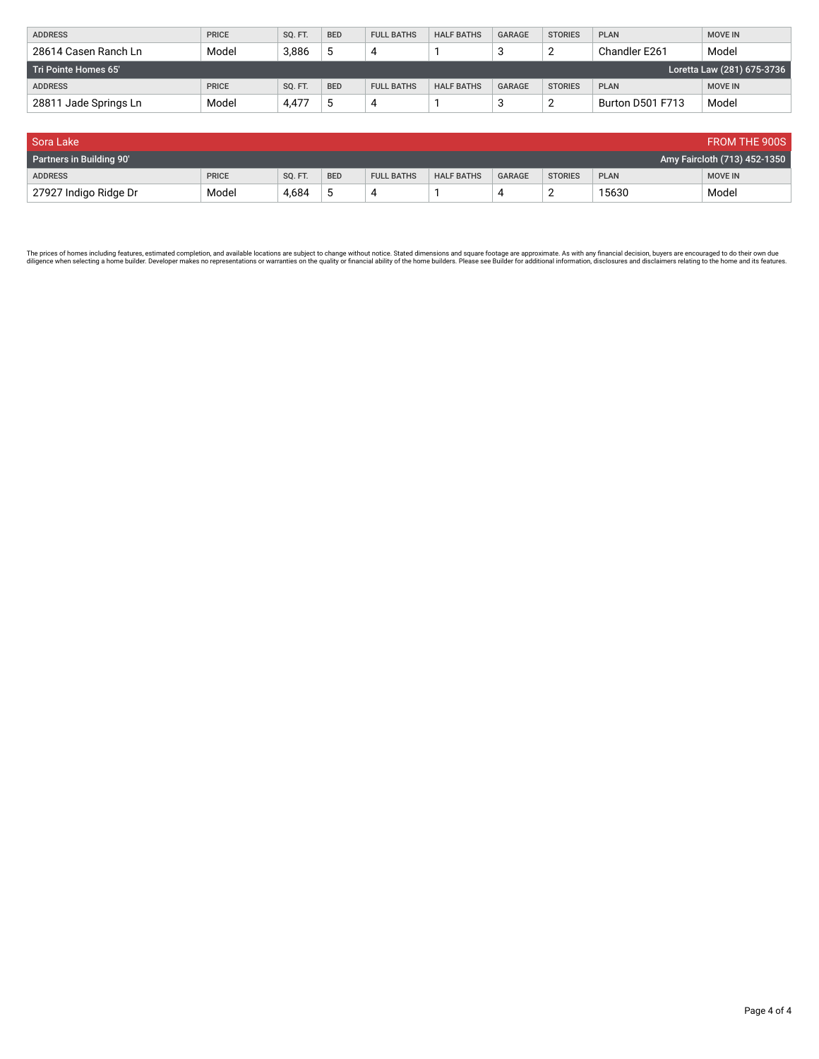| ADDRESS | PRICE | SQ. FT. | BED | FULL BATHS | HALF BATHS | GARAGE | STORIES | PLAN | MOVE IN |
|---|---|---|---|---|---|---|---|---|---|
| 28614 Casen Ranch Ln | Model | 3,886 | 5 | 4 | 1 | 3 | 2 | Chandler E261 | Model |

**Tri Pointe Homes 65'** — Loretta Law (281) 675-3736

| ADDRESS | PRICE | SQ. FT. | BED | FULL BATHS | HALF BATHS | GARAGE | STORIES | PLAN | MOVE IN |
|---|---|---|---|---|---|---|---|---|---|
| 28811 Jade Springs Ln | Model | 4,477 | 5 | 4 | 1 | 3 | 2 | Burton D501 F713 | Model |

## Sora Lake — FROM THE 900S

**Partners in Building 90'** — Amy Faircloth (713) 452-1350

| ADDRESS | PRICE | SQ. FT. | BED | FULL BATHS | HALF BATHS | GARAGE | STORIES | PLAN | MOVE IN |
|---|---|---|---|---|---|---|---|---|---|
| 27927 Indigo Ridge Dr | Model | 4,684 | 5 | 4 | 1 | 4 | 2 | 15630 | Model |

The prices of homes including features, estimated completion, and available locations are subject to change without notice. Stated dimensions and square footage are approximate. As with any financial decision, buyers are encouraged to do their own due diligence when selecting a home builder. Developer makes no representations or warranties on the quality or financial ability of the home builders. Please see Builder for additional information, disclosures and disclaimers relating to the home and its features.